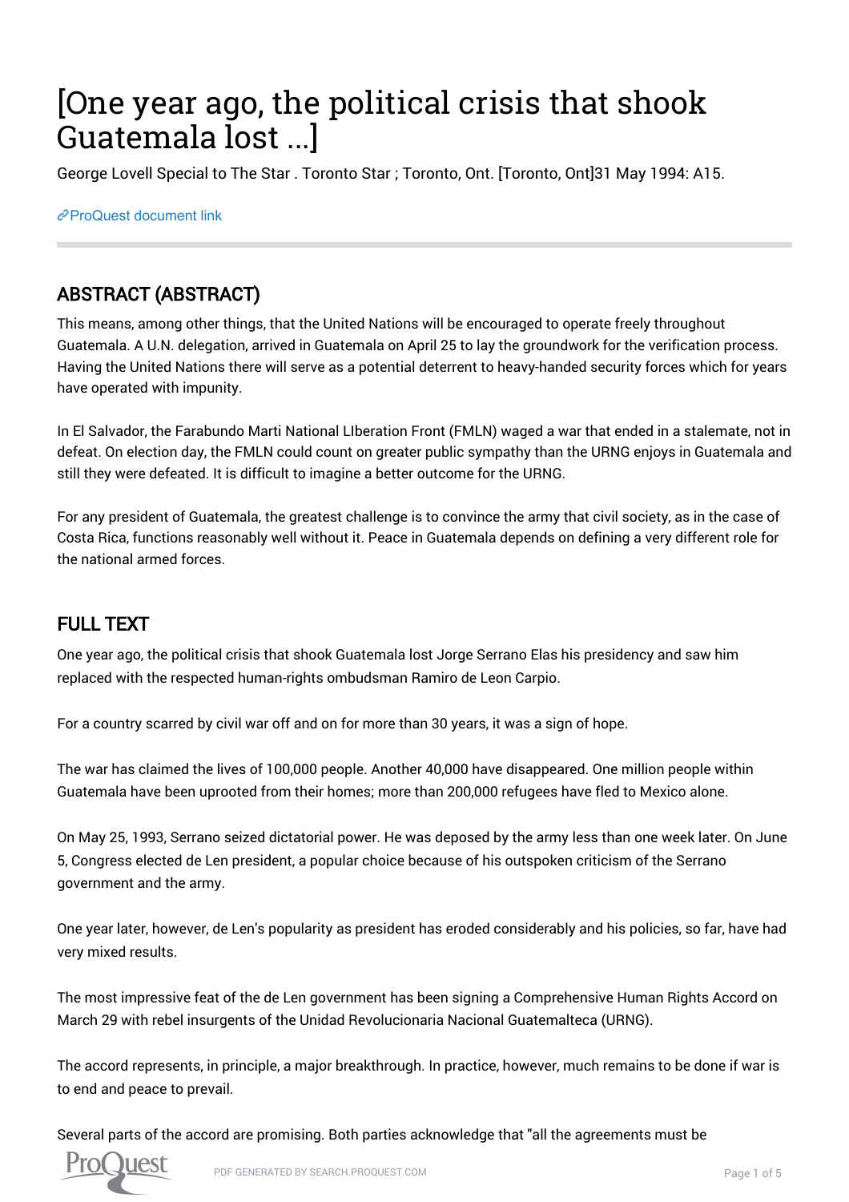# [One year ago, the political crisis that shook Guatemala lost ...]

George Lovell Special to The Star . Toronto Star ; Toronto, Ont. [Toronto, Ont]31 May 1994: A15.

ProQuest document link

## ABSTRACT (ABSTRACT)

This means, among other things, that the United Nations will be encouraged to operate freely throughout Guatemala. A U.N. delegation, arrived in Guatemala on April 25 to lay the groundwork for the verification process. Having the United Nations there will serve as a potential deterrent to heavy-handed security forces which for years have operated with impunity.

In El Salvador, the Farabundo Marti National LIberation Front (FMLN) waged a war that ended in a stalemate, not in defeat. On election day, the FMLN could count on greater public sympathy than the URNG enjoys in Guatemala and still they were defeated. It is difficult to imagine a better outcome for the URNG.

For any president of Guatemala, the greatest challenge is to convince the army that civil society, as in the case of Costa Rica, functions reasonably well without it. Peace in Guatemala depends on defining a very different role for the national armed forces.

## FULL TEXT

One year ago, the political crisis that shook Guatemala lost Jorge Serrano Elas his presidency and saw him replaced with the respected human-rights ombudsman Ramiro de Leon Carpio.

For a country scarred by civil war off and on for more than 30 years, it was a sign of hope.

The war has claimed the lives of 100,000 people. Another 40,000 have disappeared. One million people within Guatemala have been uprooted from their homes; more than 200,000 refugees have fled to Mexico alone.

On May 25, 1993, Serrano seized dictatorial power. He was deposed by the army less than one week later. On June 5, Congress elected de Len president, a popular choice because of his outspoken criticism of the Serrano government and the army.

One year later, however, de Len's popularity as president has eroded considerably and his policies, so far, have had very mixed results.

The most impressive feat of the de Len government has been signing a Comprehensive Human Rights Accord on March 29 with rebel insurgents of the Unidad Revolucionaria Nacional Guatemalteca (URNG).

The accord represents, in principle, a major breakthrough. In practice, however, much remains to be done if war is to end and peace to prevail.

Several parts of the accord are promising. Both parties acknowledge that "all the agreements must be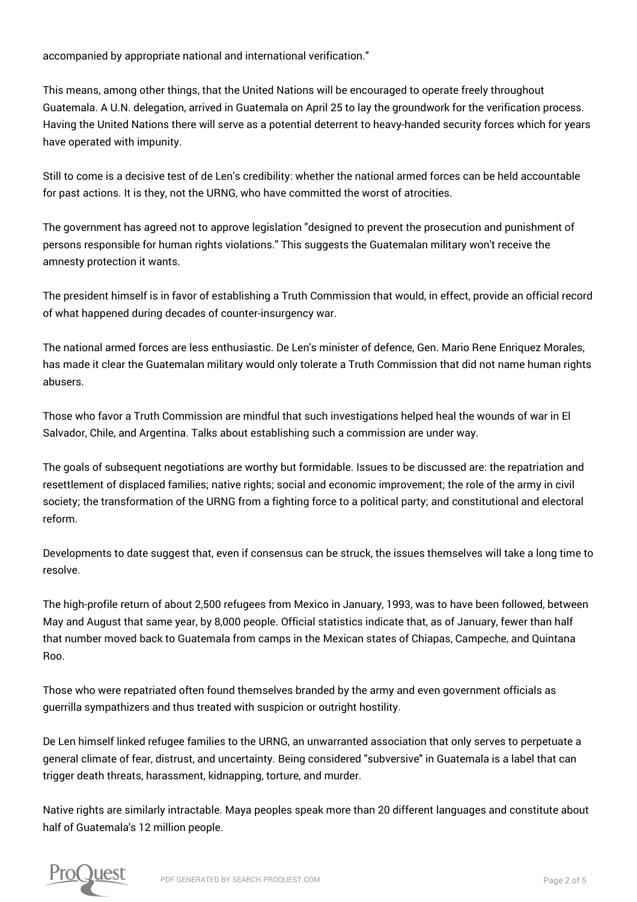accompanied by appropriate national and international verification."

This means, among other things, that the United Nations will be encouraged to operate freely throughout Guatemala. A U.N. delegation, arrived in Guatemala on April 25 to lay the groundwork for the verification process. Having the United Nations there will serve as a potential deterrent to heavy-handed security forces which for years have operated with impunity.

Still to come is a decisive test of de Len's credibility: whether the national armed forces can be held accountable for past actions. It is they, not the URNG, who have committed the worst of atrocities.

The government has agreed not to approve legislation "designed to prevent the prosecution and punishment of persons responsible for human rights violations." This suggests the Guatemalan military won't receive the amnesty protection it wants.

The president himself is in favor of establishing a Truth Commission that would, in effect, provide an official record of what happened during decades of counter-insurgency war.

The national armed forces are less enthusiastic. De Len's minister of defence, Gen. Mario Rene Enriquez Morales, has made it clear the Guatemalan military would only tolerate a Truth Commission that did not name human rights abusers.

Those who favor a Truth Commission are mindful that such investigations helped heal the wounds of war in El Salvador, Chile, and Argentina. Talks about establishing such a commission are under way.

The goals of subsequent negotiations are worthy but formidable. Issues to be discussed are: the repatriation and resettlement of displaced families; native rights; social and economic improvement; the role of the army in civil society; the transformation of the URNG from a fighting force to a political party; and constitutional and electoral reform.

Developments to date suggest that, even if consensus can be struck, the issues themselves will take a long time to resolve.

The high-profile return of about 2,500 refugees from Mexico in January, 1993, was to have been followed, between May and August that same year, by 8,000 people. Official statistics indicate that, as of January, fewer than half that number moved back to Guatemala from camps in the Mexican states of Chiapas, Campeche, and Quintana Roo.

Those who were repatriated often found themselves branded by the army and even government officials as guerrilla sympathizers and thus treated with suspicion or outright hostility.

De Len himself linked refugee families to the URNG, an unwarranted association that only serves to perpetuate a general climate of fear, distrust, and uncertainty. Being considered "subversive" in Guatemala is a label that can trigger death threats, harassment, kidnapping, torture, and murder.

Native rights are similarly intractable. Maya peoples speak more than 20 different languages and constitute about half of Guatemala's 12 million people.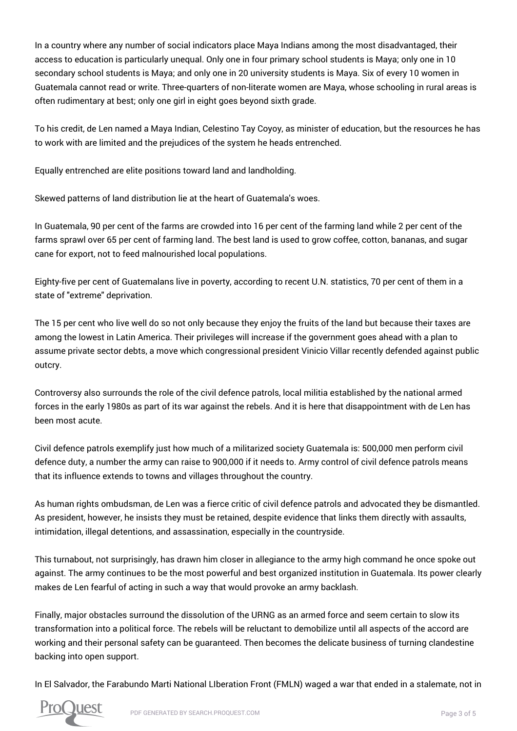In a country where any number of social indicators place Maya Indians among the most disadvantaged, their access to education is particularly unequal. Only one in four primary school students is Maya; only one in 10 secondary school students is Maya; and only one in 20 university students is Maya. Six of every 10 women in Guatemala cannot read or write. Three-quarters of non-literate women are Maya, whose schooling in rural areas is often rudimentary at best; only one girl in eight goes beyond sixth grade.

To his credit, de Len named a Maya Indian, Celestino Tay Coyoy, as minister of education, but the resources he has to work with are limited and the prejudices of the system he heads entrenched.

Equally entrenched are elite positions toward land and landholding.

Skewed patterns of land distribution lie at the heart of Guatemala's woes.

In Guatemala, 90 per cent of the farms are crowded into 16 per cent of the farming land while 2 per cent of the farms sprawl over 65 per cent of farming land. The best land is used to grow coffee, cotton, bananas, and sugar cane for export, not to feed malnourished local populations.

Eighty-five per cent of Guatemalans live in poverty, according to recent U.N. statistics, 70 per cent of them in a state of "extreme" deprivation.

The 15 per cent who live well do so not only because they enjoy the fruits of the land but because their taxes are among the lowest in Latin America. Their privileges will increase if the government goes ahead with a plan to assume private sector debts, a move which congressional president Vinicio Villar recently defended against public outcry.

Controversy also surrounds the role of the civil defence patrols, local militia established by the national armed forces in the early 1980s as part of its war against the rebels. And it is here that disappointment with de Len has been most acute.

Civil defence patrols exemplify just how much of a militarized society Guatemala is: 500,000 men perform civil defence duty, a number the army can raise to 900,000 if it needs to. Army control of civil defence patrols means that its influence extends to towns and villages throughout the country.

As human rights ombudsman, de Len was a fierce critic of civil defence patrols and advocated they be dismantled. As president, however, he insists they must be retained, despite evidence that links them directly with assaults, intimidation, illegal detentions, and assassination, especially in the countryside.

This turnabout, not surprisingly, has drawn him closer in allegiance to the army high command he once spoke out against. The army continues to be the most powerful and best organized institution in Guatemala. Its power clearly makes de Len fearful of acting in such a way that would provoke an army backlash.

Finally, major obstacles surround the dissolution of the URNG as an armed force and seem certain to slow its transformation into a political force. The rebels will be reluctant to demobilize until all aspects of the accord are working and their personal safety can be guaranteed. Then becomes the delicate business of turning clandestine backing into open support.

In El Salvador, the Farabundo Marti National LIberation Front (FMLN) waged a war that ended in a stalemate, not in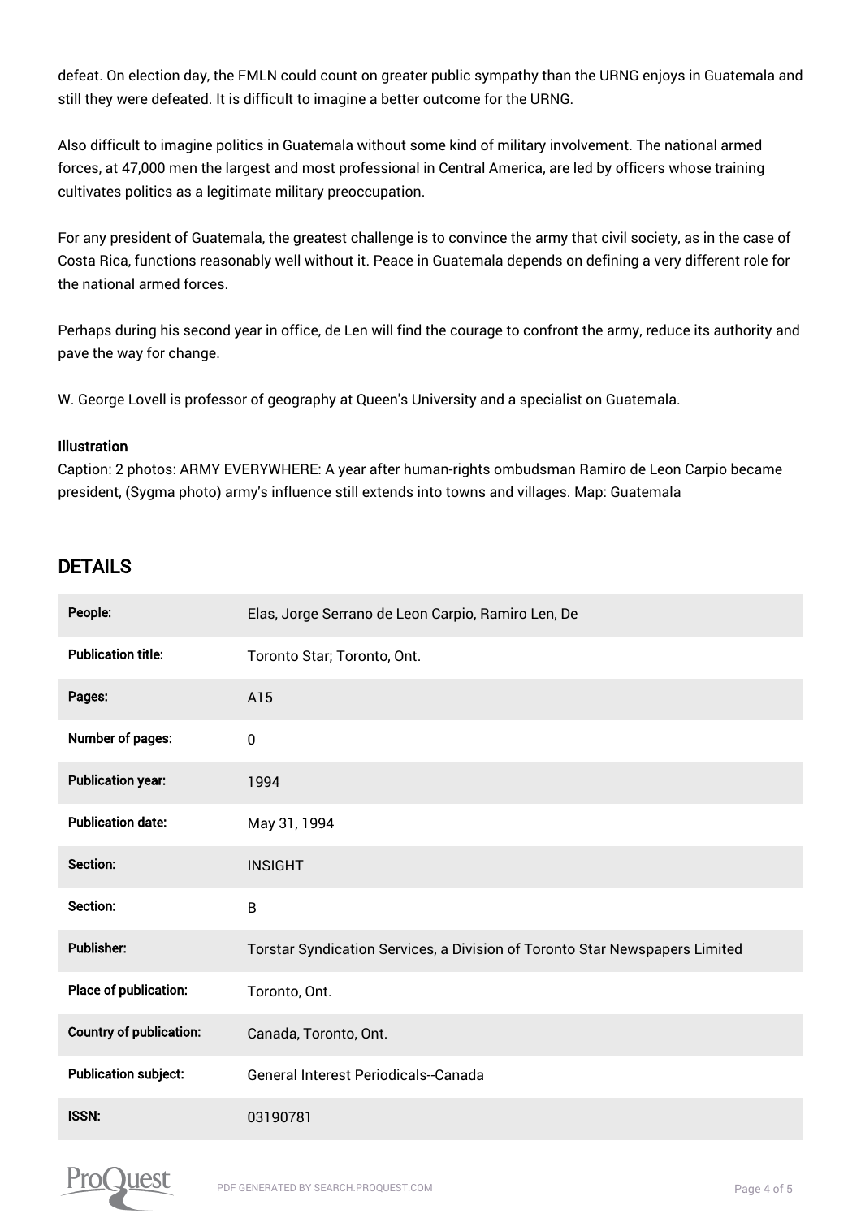defeat. On election day, the FMLN could count on greater public sympathy than the URNG enjoys in Guatemala and still they were defeated. It is difficult to imagine a better outcome for the URNG.

Also difficult to imagine politics in Guatemala without some kind of military involvement. The national armed forces, at 47,000 men the largest and most professional in Central America, are led by officers whose training cultivates politics as a legitimate military preoccupation.

For any president of Guatemala, the greatest challenge is to convince the army that civil society, as in the case of Costa Rica, functions reasonably well without it. Peace in Guatemala depends on defining a very different role for the national armed forces.

Perhaps during his second year in office, de Len will find the courage to confront the army, reduce its authority and pave the way for change.

W. George Lovell is professor of geography at Queen's University and a specialist on Guatemala.

**Illustration**

Caption: 2 photos: ARMY EVERYWHERE: A year after human-rights ombudsman Ramiro de Leon Carpio became president, (Sygma photo) army's influence still extends into towns and villages. Map: Guatemala

## DETAILS

| | |
|---|---|
| **People:** | Elas, Jorge Serrano de Leon Carpio, Ramiro Len, De |
| **Publication title:** | Toronto Star; Toronto, Ont. |
| **Pages:** | A15 |
| **Number of pages:** | 0 |
| **Publication year:** | 1994 |
| **Publication date:** | May 31, 1994 |
| **Section:** | INSIGHT |
| **Section:** | B |
| **Publisher:** | Torstar Syndication Services, a Division of Toronto Star Newspapers Limited |
| **Place of publication:** | Toronto, Ont. |
| **Country of publication:** | Canada, Toronto, Ont. |
| **Publication subject:** | General Interest Periodicals--Canada |
| **ISSN:** | 03190781 |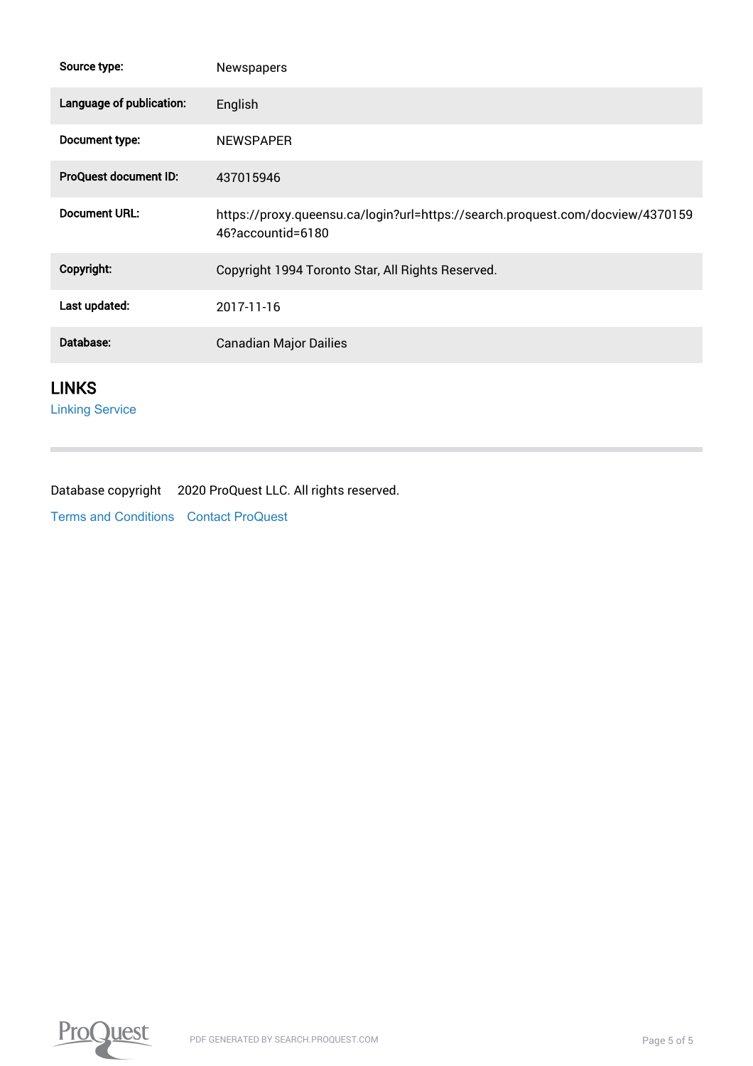| | |
|---|---|
| **Source type:** | Newspapers |
| **Language of publication:** | English |
| **Document type:** | NEWSPAPER |
| **ProQuest document ID:** | 437015946 |
| **Document URL:** | https://proxy.queensu.ca/login?url=https://search.proquest.com/docview/437015946?accountid=6180 |
| **Copyright:** | Copyright 1994 Toronto Star, All Rights Reserved. |
| **Last updated:** | 2017-11-16 |
| **Database:** | Canadian Major Dailies |

## LINKS

Linking Service

---

Database copyright  2020 ProQuest LLC. All rights reserved.

Terms and Conditions  Contact ProQuest